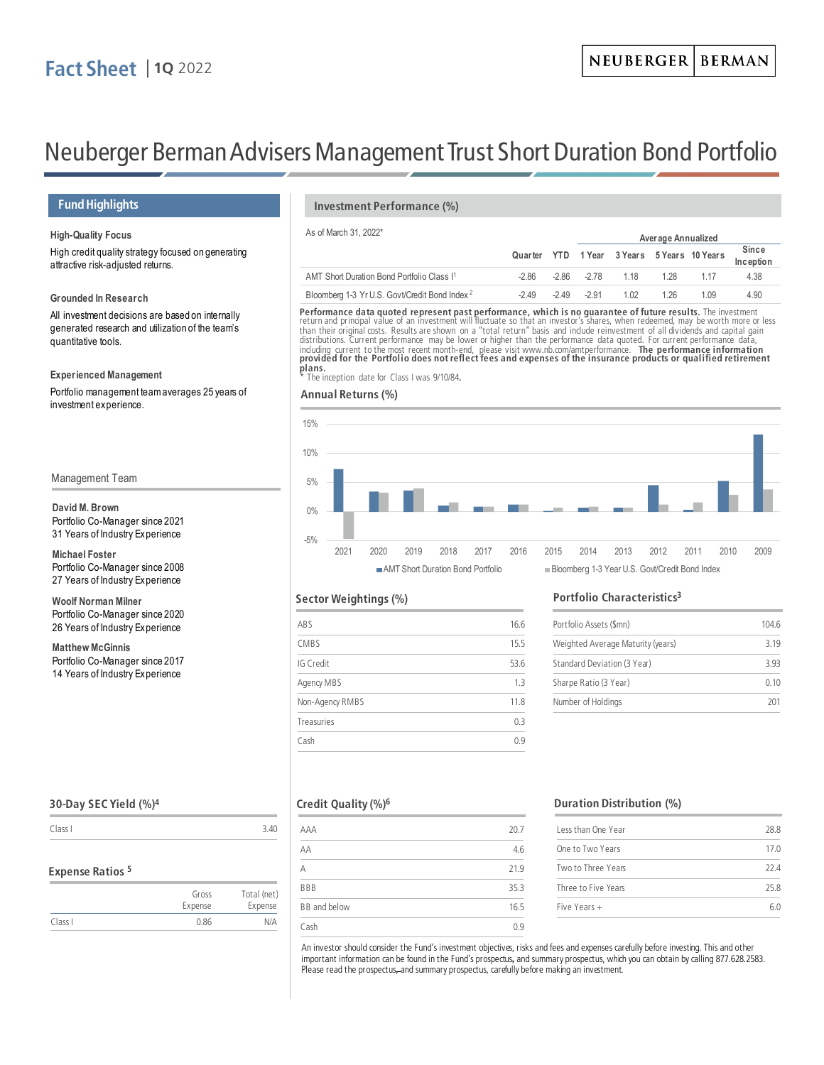Fact Sheet | **1Q** 2022

NEUBERGER | BERMAN

# Neuberger Berman Advisers Management Trust Short Duration Bond Portfolio

## Fund Highlights

**High-Quality Focus**

High credit quality strategy focused on generating attractive risk-adjusted returns.

**Grounded In Research**

All investment decisions are based on internally generated research and utilization of the team's quantitative tools.

**Experienced Management**

Portfolio management team averages 25 years of investment experience.

## Management Team

**David M. Brown**
Portfolio Co-Manager since 2021
31 Years of Industry Experience

**Michael Foster**
Portfolio Co-Manager since 2008
27 Years of Industry Experience

**Woolf Norman Milner**
Portfolio Co-Manager since 2020
26 Years of Industry Experience

**Matthew McGinnis**
Portfolio Co-Manager since 2017
14 Years of Industry Experience

## Investment Performance (%)

As of March 31, 2022*

| | Quarter | YTD | Average Annualized | | | | |
|---|---|---|---|---|---|---|---|
| | | | 1 Year | 3 Years | 5 Years | 10 Years | Since Inception |
| AMT Short Duration Bond Portfolio Class I[1] | -2.86 | -2.86 | -2.78 | 1.18 | 1.28 | 1.17 | 4.38 |
| Bloomberg 1-3 Yr U.S. Govt/Credit Bond Index[2] | -2.49 | -2.49 | -2.91 | 1.02 | 1.26 | 1.09 | 4.90 |

**Performance data quoted represent past performance, which is no guarantee of future results.** The investment return and principal value of an investment will fluctuate so that an investor's shares, when redeemed, may be worth more or less than their original costs. Results are shown on a "total return" basis and include reinvestment of all dividends and capital gain distributions. Current performance may be lower or higher than the performance data quoted. For current performance data, including current to the most recent month-end, please visit www.nb.com/amtperformance. **The performance information provided for the Portfolio does not reflect fees and expenses of the insurance products or qualified retirement plans.**

\* The inception date for Class I was 9/10/84.

## Annual Returns (%)

15%
10%
5%
0%
-5%

2021 2020 2019 2018 2017 2016 2015 2014 2013 2012 2011 2010 2009

AMT Short Duration Bond Portfolio | Bloomberg 1-3 Year U.S. Govt/Credit Bond Index

## Sector Weightings (%)

| | |
|---|---|
| ABS | 16.6 |
| CMBS | 15.5 |
| IG Credit | 53.6 |
| Agency MBS | 1.3 |
| Non-Agency RMBS | 11.8 |
| Treasuries | 0.3 |
| Cash | 0.9 |

## Portfolio Characteristics[3]

| | |
|---|---|
| Portfolio Assets ($mn) | 104.6 |
| Weighted Average Maturity (years) | 3.19 |
| Standard Deviation (3 Year) | 3.93 |
| Sharpe Ratio (3 Year) | 0.10 |
| Number of Holdings | 201 |

## 30-Day SEC Yield (%)[4]

| | |
|---|---|
| Class I | 3.40 |

## Expense Ratios [5]

| | Gross Expense | Total (net) Expense |
|---|---|---|
| Class I | 0.86 | N/A |

## Credit Quality (%)[6]

| | |
|---|---|
| AAA | 20.7 |
| AA | 4.6 |
| A | 21.9 |
| BBB | 35.3 |
| BB and below | 16.5 |
| Cash | 0.9 |

## Duration Distribution (%)

| | |
|---|---|
| Less than One Year | 28.8 |
| One to Two Years | 17.0 |
| Two to Three Years | 22.4 |
| Three to Five Years | 25.8 |
| Five Years + | 6.0 |

An investor should consider the Fund's investment objectives, risks and fees and expenses carefully before investing. This and other important information can be found in the Fund's prospectus, and summary prospectus, which you can obtain by calling 877.628.2583. Please read the prospectus, and summary prospectus, carefully before making an investment.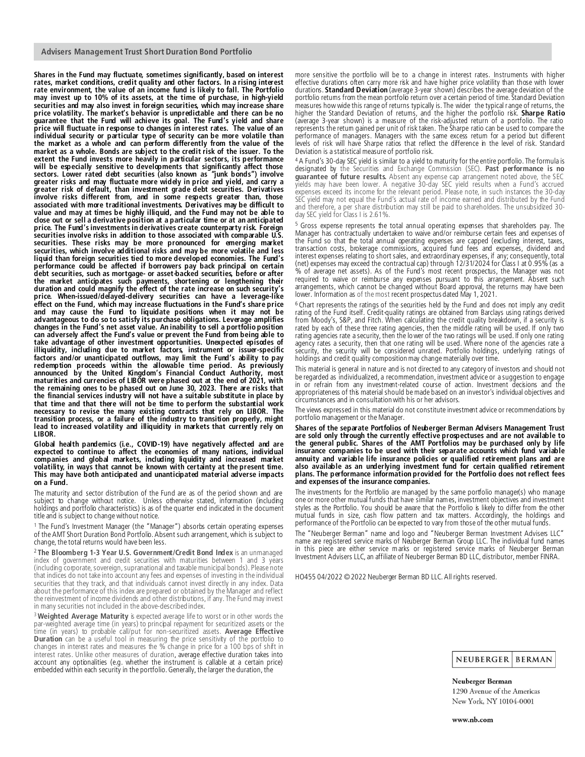## Advisers Management Trust Short Duration Bond Portfolio

**Shares in the Fund may fluctuate, sometimes significantly, based on interest rates, market conditions, credit quality and other factors. In a rising interest rate environment, the value of an income fund is likely to fall. The Portfolio may invest up to 10% of its assets, at the time of purchase, in high-yield securities and may also invest in foreign securities, which may increase share price volatility. The market's behavior is unpredictable and there can be no guarantee that the Fund will achieve its goal. The Fund's yield and share price will fluctuate in response to changes in interest rates. The value of an individual security or particular type of security can be more volatile than the market as a whole and can perform differently from the value of the market as a whole. Bonds are subject to the credit risk of the issuer. To the extent the Fund invests more heavily in particular sectors, its performance will be especially sensitive to developments that significantly affect those sectors. Lower rated debt securities (also known as "junk bonds") involve greater risks and may fluctuate more widely in price and yield, and carry a greater risk of default, than investment grade debt securities. Derivatives involve risks different from, and in some respects greater than, those associated with more traditional investments. Derivatives may be difficult to value and may at times be highly illiquid, and the Fund may not be able to close out or sell a derivative position at a particular time or at an anticipated price. The Fund's investments in derivatives create counterparty risk. Foreign securities involve risks in addition to those associated with comparable U.S. securities. These risks may be more pronounced for emerging market securities, which involve additional risks and may be more volatile and less liquid than foreign securities tied to more developed economies. The Fund's performance could be affected if borrowers pay back principal on certain debt securities, such as mortgage- or asset-backed securities, before or after the market anticipates such payments, shortening or lengthening their duration and could magnify the effect of the rate increase on such security's price. When-issued/delayed-delivery securities can have a leverage-like effect on the Fund, which may increase fluctuations in the Fund's share price and may cause the Fund to liquidate positions when it may not be advantageous to do so to satisfy its purchase obligations. Leverage amplifies changes in the Fund's net asset value. An inability to sell a portfolio position can adversely affect the Fund's value or prevent the Fund from being able to take advantage of other investment opportunities. Unexpected episodes of illiquidity, including due to market factors, instrument or issuer-specific factors and/or unanticipated outflows, may limit the Fund's ability to pay redemption proceeds within the allowable time period. As previously announced by the United Kingdom's Financial Conduct Authority, most maturities and currencies of LIBOR were phased out at the end of 2021, with the remaining ones to be phased out on June 30, 2023. There are risks that the financial services industry will not have a suitable substitute in place by that time and that there will not be time to perform the substantial work necessary to revise the many existing contracts that rely on LIBOR. The transition process, or a failure of the industry to transition properly, might lead to increased volatility and illiquidity in markets that currently rely on LIBOR.**

**Global health pandemics (i.e., COVID-19) have negatively affected and are expected to continue to affect the economies of many nations, individual companies and global markets, including liquidity and increased market volatility, in ways that cannot be known with certainty at the present time. This may have both anticipated and unanticipated material adverse impacts on a Fund.**

The maturity and sector distribution of the Fund are as of the period shown and are subject to change without notice. Unless otherwise stated, information (including holdings and portfolio characteristics) is as of the quarter end indicated in the document title and is subject to change without notice.

[1] The Fund's Investment Manager (the "Manager") absorbs certain operating expenses of the AMT Short Duration Bond Portfolio. Absent such arrangement, which is subject to change, the total returns would have been less.

[2] **The Bloomberg 1-3 Year U.S. Government/Credit Bond Index** is an unmanaged index of government and credit securities with maturities between 1 and 3 years (including corporate, sovereign, supranational and taxable municipal bonds). Please note that indices do not take into account any fees and expenses of investing in the individual securities that they track, and that individuals cannot invest directly in any index. Data about the performance of this index are prepared or obtained by the Manager and reflect the reinvestment of income dividends and other distributions, if any. The Fund may invest in many securities not included in the above-described index.

[3] **Weighted Average Maturity** is expected average life to worst or in other words the par-weighted average time (in years) to principal repayment for securitized assets or the time (in years) to probable call/put for non-securitized assets. **Average Effective Duration** can be a useful tool in measuring the price sensitivity of the portfolio to changes in interest rates and measures the % change in price for a 100 bps of shift in interest rates. Unlike other measures of duration, average effective duration takes into account any optionalities (e.g. whether the instrument is callable at a certain price) embedded within each security in the portfolio. Generally, the larger the duration, the more sensitive the portfolio will be to a change in interest rates. Instruments with higher effective durations often carry more risk and have higher price volatility than those with lower durations. **Standard Deviation** (average 3-year shown) describes the average deviation of the portfolio returns from the mean portfolio return over a certain period of time. Standard Deviation measures how wide this range of returns typically is. The wider the typical range of returns, the higher the Standard Deviation of returns, and the higher the portfolio risk. **Sharpe Ratio** (average 3-year shown) is a measure of the risk-adjusted return of a portfolio. The ratio represents the return gained per unit of risk taken. The Sharpe ratio can be used to compare the performance of managers. Managers with the same excess return for a period but different levels of risk will have Sharpe ratios that reflect the difference in the level of risk. Standard Deviation is a statistical measure of portfolio risk.

[4] A Fund's 30-day SEC yield is similar to a yield to maturity for the entire portfolio. The formula is designated by the Securities and Exchange Commission (SEC). **Past performance is no guarantee of future results.** Absent any expense cap arrangement noted above, the SEC yields may have been lower. A negative 30-day SEC yield results when a Fund's accrued expenses exceed its income for the relevant period. Please note, in such instances the 30-day SEC yield may not equal the Fund's actual rate of income earned and distributed by the Fund and therefore, a per share distribution may still be paid to shareholders. The unsubsidized 30-day SEC yield for Class I is 2.61%.

[5] Gross expense represents the total annual operating expenses that shareholders pay. The Manager has contractually undertaken to waive and/or reimburse certain fees and expenses of the Fund so that the total annual operating expenses are capped (excluding interest, taxes, transaction costs, brokerage commissions, acquired fund fees and expenses, dividend and interest expenses relating to short sales, and extraordinary expenses, if any; consequently, total (net) expenses may exceed the contractual cap) through 12/31/2024 for Class I at 0.95% (as a % of average net assets). As of the Fund's most recent prospectus, the Manager was not required to waive or reimburse any expenses pursuant to this arrangement. Absent such arrangements, which cannot be changed without Board approval, the returns may have been lower. Information as of the most recent prospectus dated May 1, 2021.

[6] Chart represents the ratings of the securities held by the Fund and does not imply any credit rating of the Fund itself. Credit-quality ratings are obtained from Barclays using ratings derived from Moody's, S&P, and Fitch. When calculating the credit quality breakdown, if a security is rated by each of these three rating agencies, then the middle rating will be used. If only two rating agencies rate a security, then the lower of the two ratings will be used. If only one rating agency rates a security, then that one rating will be used. Where none of the agencies rate a security, the security will be considered unrated. Portfolio holdings, underlying ratings of holdings and credit quality composition may change materially over time.

This material is general in nature and is not directed to any category of investors and should not be regarded as individualized, a recommendation, investment advice or a suggestion to engage in or refrain from any investment-related course of action. Investment decisions and the appropriateness of this material should be made based on an investor's individual objectives and circumstances and in consultation with his or her advisors.

The views expressed in this material do not constitute investment advice or recommendations by portfolio management or the Manager.

**Shares of the separate Portfolios of Neuberger Berman Advisers Management Trust are sold only through the currently effective prospectuses and are not available to the general public. Shares of the AMT Portfolios may be purchased only by life insurance companies to be used with their separate accounts which fund variable annuity and variable life insurance policies or qualified retirement plans and are also available as an underlying investment fund for certain qualified retirement plans. The performance information provided for the Portfolio does not reflect fees and expenses of the insurance companies.**

The investments for the Portfolio are managed by the same portfolio manager(s) who manage one or more other mutual funds that have similar names, investment objectives and investment styles as the Portfolio. You should be aware that the Portfolio is likely to differ from the other mutual funds in size, cash flow pattern and tax matters. Accordingly, the holdings and performance of the Portfolio can be expected to vary from those of the other mutual funds.

The "Neuberger Berman" name and logo and "Neuberger Berman Investment Advisers LLC" name are registered service marks of Neuberger Berman Group LLC. The individual fund names in this piece are either service marks or registered service marks of Neuberger Berman Investment Advisers LLC, an affiliate of Neuberger Berman BD LLC, distributor, member FINRA.

HO455 04/2022 © 2022 Neuberger Berman BD LLC. All rights reserved.

NEUBERGER | BERMAN

Neuberger Berman
1290 Avenue of the Americas
New York, NY 10104-0001

www.nb.com